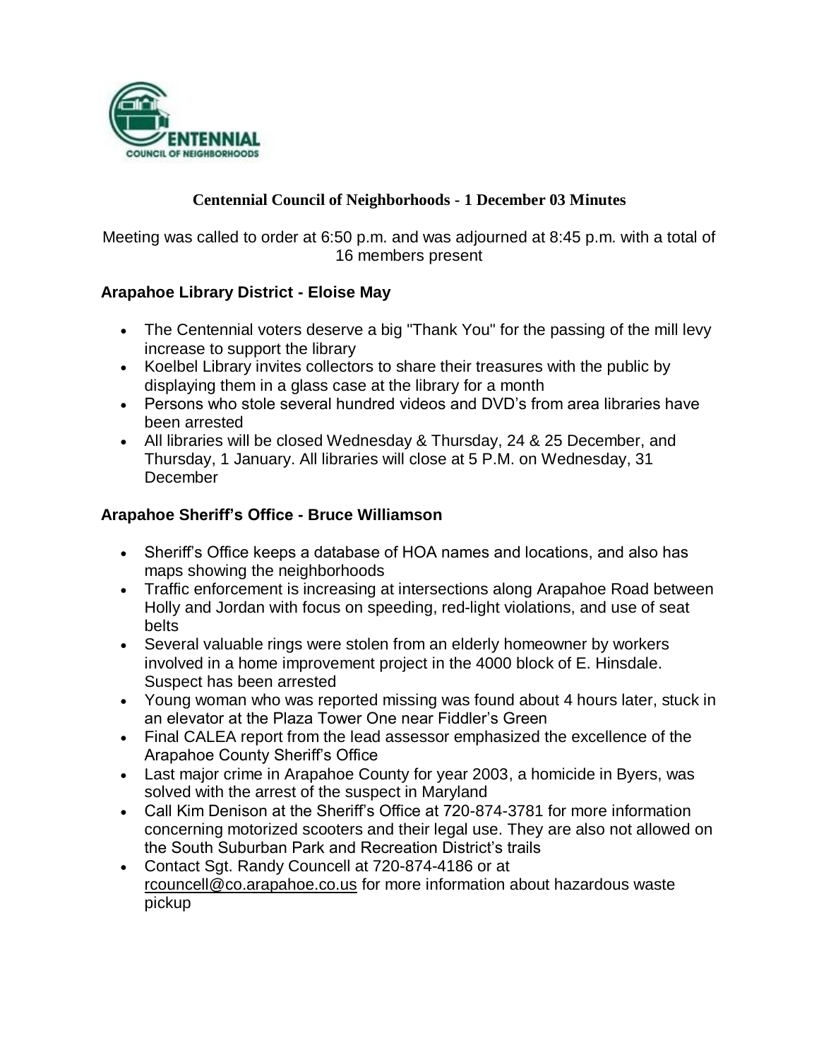# Centennial Council of Neighborhoods - 1 December 03 Minutes

Meeting was called to order at 6:50 p.m. and was adjourned at 8:45 p.m. with a total of 16 members present

## Arapahoe Library District - Eloise May

- The Centennial voters deserve a big "Thank You" for the passing of the mill levy increase to support the library
- Koelbel Library invites collectors to share their treasures with the public by displaying them in a glass case at the library for a month
- Persons who stole several hundred videos and DVD's from area libraries have been arrested
- All libraries will be closed Wednesday & Thursday, 24 & 25 December, and Thursday, 1 January. All libraries will close at 5 P.M. on Wednesday, 31 December

## Arapahoe Sheriff's Office - Bruce Williamson

- Sheriff's Office keeps a database of HOA names and locations, and also has maps showing the neighborhoods
- Traffic enforcement is increasing at intersections along Arapahoe Road between Holly and Jordan with focus on speeding, red-light violations, and use of seat belts
- Several valuable rings were stolen from an elderly homeowner by workers involved in a home improvement project in the 4000 block of E. Hinsdale. Suspect has been arrested
- Young woman who was reported missing was found about 4 hours later, stuck in an elevator at the Plaza Tower One near Fiddler's Green
- Final CALEA report from the lead assessor emphasized the excellence of the Arapahoe County Sheriff's Office
- Last major crime in Arapahoe County for year 2003, a homicide in Byers, was solved with the arrest of the suspect in Maryland
- Call Kim Denison at the Sheriff's Office at 720-874-3781 for more information concerning motorized scooters and their legal use. They are also not allowed on the South Suburban Park and Recreation District's trails
- Contact Sgt. Randy Councell at 720-874-4186 or at rcouncell@co.arapahoe.co.us for more information about hazardous waste pickup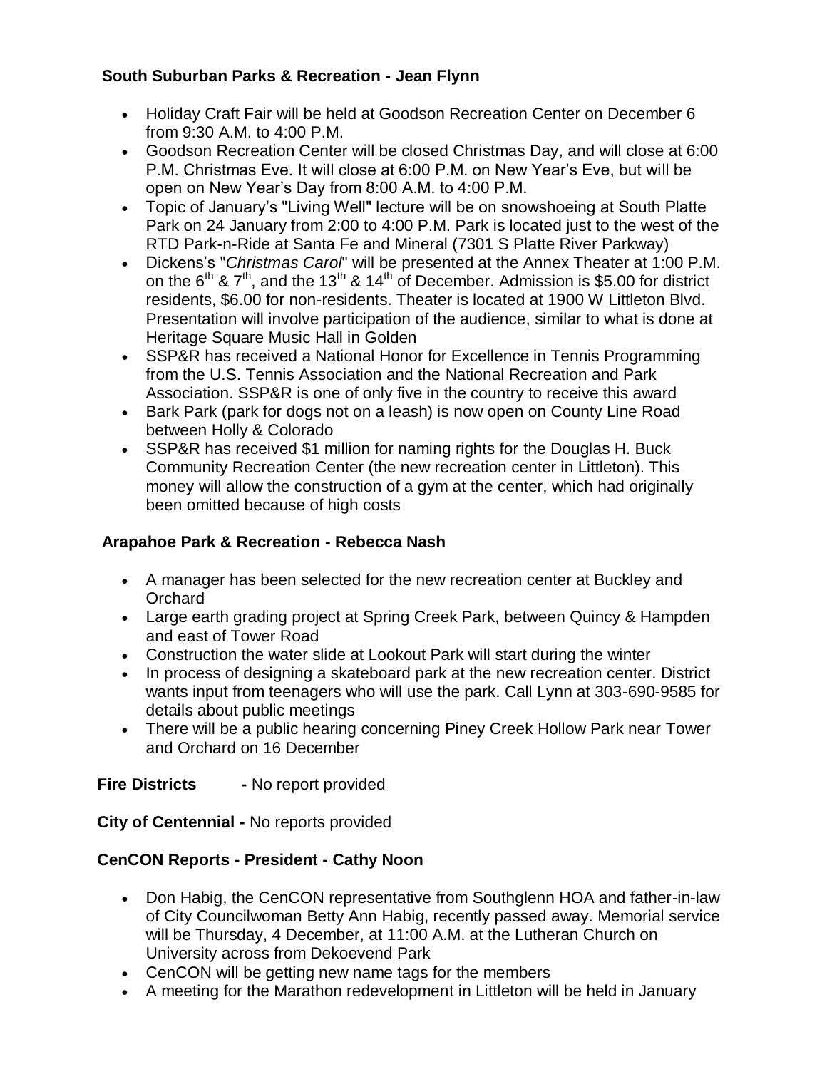### South Suburban Parks & Recreation - Jean Flynn

- Holiday Craft Fair will be held at Goodson Recreation Center on December 6 from 9:30 A.M. to 4:00 P.M.
- Goodson Recreation Center will be closed Christmas Day, and will close at 6:00 P.M. Christmas Eve. It will close at 6:00 P.M. on New Year's Eve, but will be open on New Year's Day from 8:00 A.M. to 4:00 P.M.
- Topic of January's "Living Well" lecture will be on snowshoeing at South Platte Park on 24 January from 2:00 to 4:00 P.M. Park is located just to the west of the RTD Park-n-Ride at Santa Fe and Mineral (7301 S Platte River Parkway)
- Dickens's "*Christmas Carol*" will be presented at the Annex Theater at 1:00 P.M. on the 6th & 7th, and the 13th & 14th of December. Admission is $5.00 for district residents, $6.00 for non-residents. Theater is located at 1900 W Littleton Blvd. Presentation will involve participation of the audience, similar to what is done at Heritage Square Music Hall in Golden
- SSP&R has received a National Honor for Excellence in Tennis Programming from the U.S. Tennis Association and the National Recreation and Park Association. SSP&R is one of only five in the country to receive this award
- Bark Park (park for dogs not on a leash) is now open on County Line Road between Holly & Colorado
- SSP&R has received $1 million for naming rights for the Douglas H. Buck Community Recreation Center (the new recreation center in Littleton). This money will allow the construction of a gym at the center, which had originally been omitted because of high costs

### Arapahoe Park & Recreation - Rebecca Nash

- A manager has been selected for the new recreation center at Buckley and Orchard
- Large earth grading project at Spring Creek Park, between Quincy & Hampden and east of Tower Road
- Construction the water slide at Lookout Park will start during the winter
- In process of designing a skateboard park at the new recreation center. District wants input from teenagers who will use the park. Call Lynn at 303-690-9585 for details about public meetings
- There will be a public hearing concerning Piney Creek Hollow Park near Tower and Orchard on 16 December

**Fire Districts** - No report provided

**City of Centennial -** No reports provided

### CenCON Reports - President - Cathy Noon

- Don Habig, the CenCON representative from Southglenn HOA and father-in-law of City Councilwoman Betty Ann Habig, recently passed away. Memorial service will be Thursday, 4 December, at 11:00 A.M. at the Lutheran Church on University across from Dekoevend Park
- CenCON will be getting new name tags for the members
- A meeting for the Marathon redevelopment in Littleton will be held in January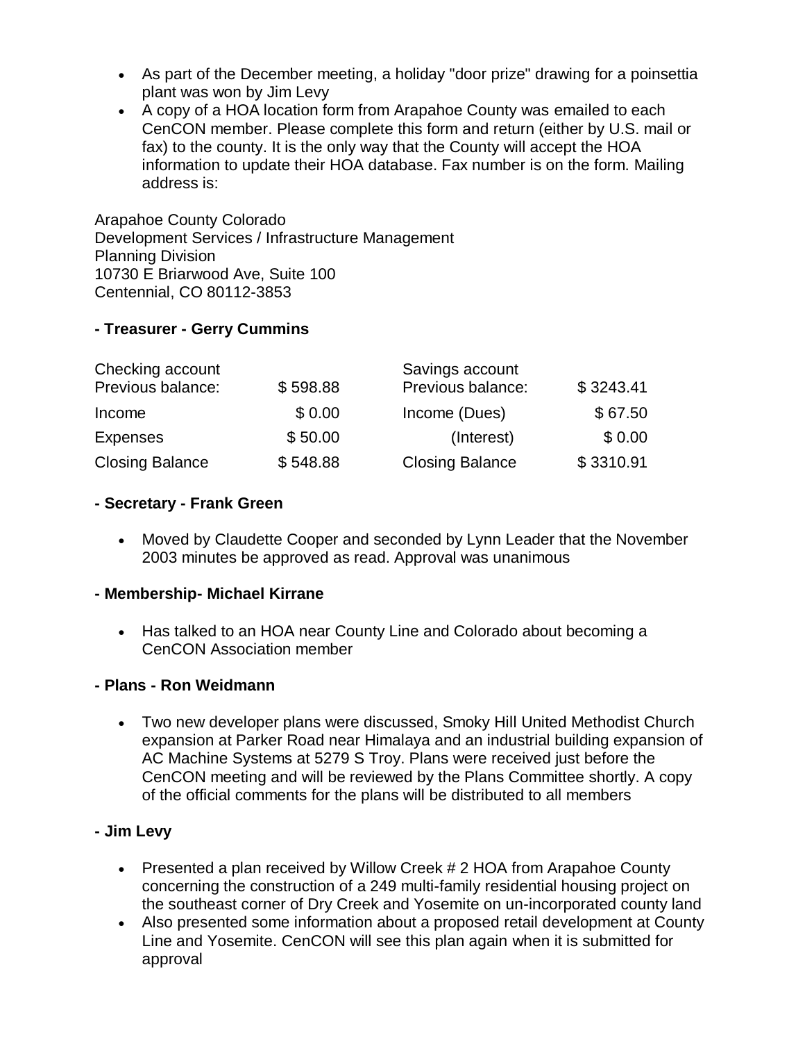- As part of the December meeting, a holiday "door prize" drawing for a poinsettia plant was won by Jim Levy
- A copy of a HOA location form from Arapahoe County was emailed to each CenCON member. Please complete this form and return (either by U.S. mail or fax) to the county. It is the only way that the County will accept the HOA information to update their HOA database. Fax number is on the form. Mailing address is:

Arapahoe County Colorado
Development Services / Infrastructure Management
Planning Division
10730 E Briarwood Ave, Suite 100
Centennial, CO 80112-3853

**- Treasurer - Gerry Cummins**

| Checking account | | Savings account | |
|---|---|---|---|
| Previous balance: | $ 598.88 | Previous balance: | $ 3243.41 |
| Income | $ 0.00 | Income (Dues) | $ 67.50 |
| Expenses | $ 50.00 | (Interest) | $ 0.00 |
| Closing Balance | $ 548.88 | Closing Balance | $ 3310.91 |

**- Secretary - Frank Green**

- Moved by Claudette Cooper and seconded by Lynn Leader that the November 2003 minutes be approved as read. Approval was unanimous

**- Membership- Michael Kirrane**

- Has talked to an HOA near County Line and Colorado about becoming a CenCON Association member

**- Plans - Ron Weidmann**

- Two new developer plans were discussed, Smoky Hill United Methodist Church expansion at Parker Road near Himalaya and an industrial building expansion of AC Machine Systems at 5279 S Troy. Plans were received just before the CenCON meeting and will be reviewed by the Plans Committee shortly. A copy of the official comments for the plans will be distributed to all members

**- Jim Levy**

- Presented a plan received by Willow Creek # 2 HOA from Arapahoe County concerning the construction of a 249 multi-family residential housing project on the southeast corner of Dry Creek and Yosemite on un-incorporated county land
- Also presented some information about a proposed retail development at County Line and Yosemite. CenCON will see this plan again when it is submitted for approval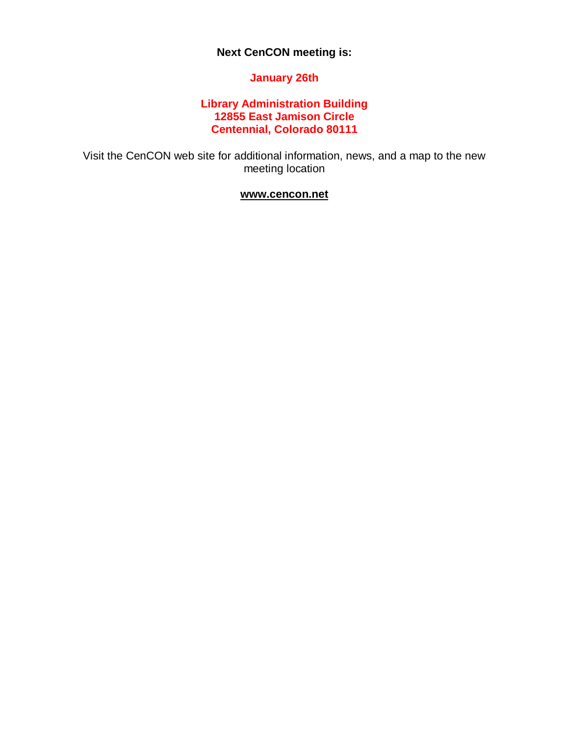**Next CenCON meeting is:**

**January 26th**

**Library Administration Building**
**12855 East Jamison Circle**
**Centennial, Colorado 80111**

Visit the CenCON web site for additional information, news, and a map to the new meeting location

**www.cencon.net**